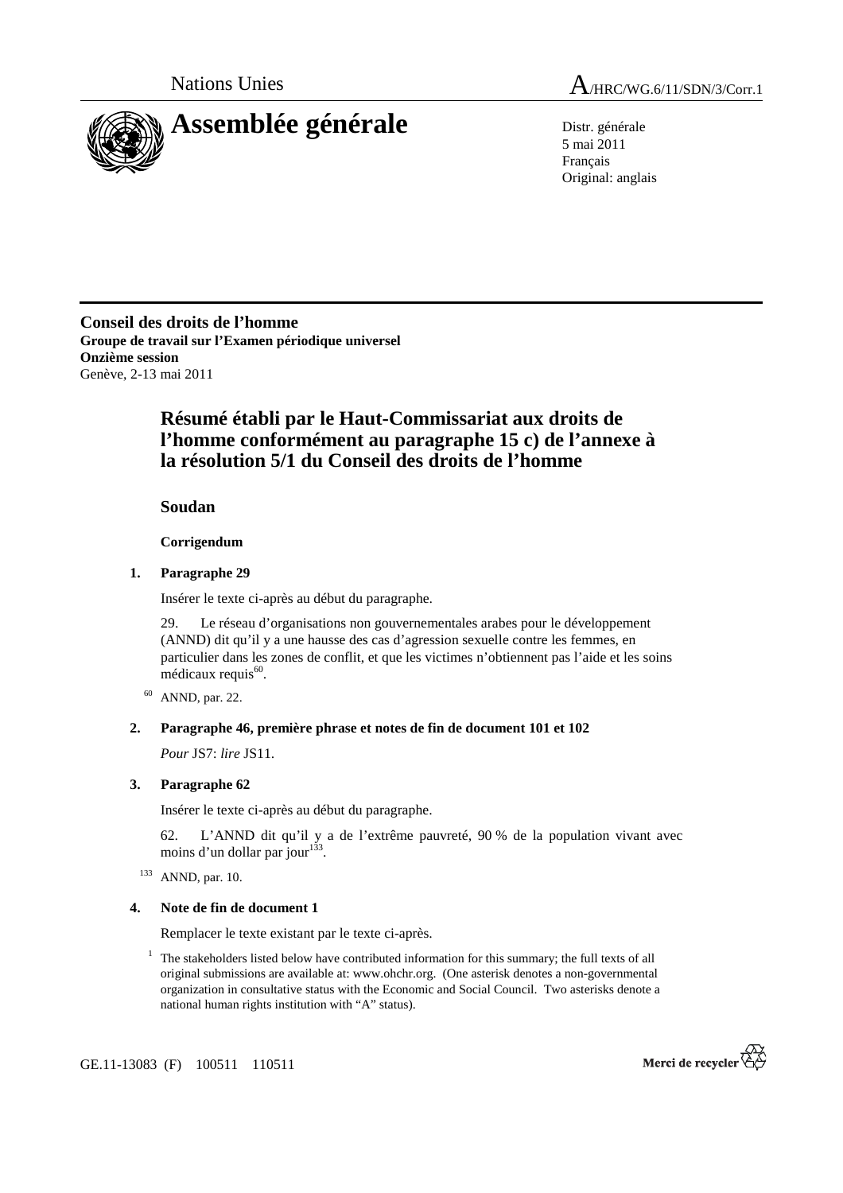Nations Unies A/HRC/WG.6/11/SDN/3/Corr.1

# Assemblée générale

Distr. générale
5 mai 2011
Français
Original: anglais

**Conseil des droits de l'homme**
**Groupe de travail sur l'Examen périodique universel**
**Onzième session**
Genève, 2-13 mai 2011

## Résumé établi par le Haut-Commissariat aux droits de l'homme conformément au paragraphe 15 c) de l'annexe à la résolution 5/1 du Conseil des droits de l'homme

### Soudan

**Corrigendum**

**1. Paragraphe 29**

Insérer le texte ci-après au début du paragraphe.

29. Le réseau d'organisations non gouvernementales arabes pour le développement (ANND) dit qu'il y a une hausse des cas d'agression sexuelle contre les femmes, en particulier dans les zones de conflit, et que les victimes n'obtiennent pas l'aide et les soins médicaux requis[60].

[60] ANND, par. 22.

**2. Paragraphe 46, première phrase et notes de fin de document 101 et 102**

*Pour* JS7: *lire* JS11.

**3. Paragraphe 62**

Insérer le texte ci-après au début du paragraphe.

62. L'ANND dit qu'il y a de l'extrême pauvreté, 90 % de la population vivant avec moins d'un dollar par jour[133].

[133] ANND, par. 10.

**4. Note de fin de document 1**

Remplacer le texte existant par le texte ci-après.

[1] The stakeholders listed below have contributed information for this summary; the full texts of all original submissions are available at: www.ohchr.org. (One asterisk denotes a non-governmental organization in consultative status with the Economic and Social Council. Two asterisks denote a national human rights institution with "A" status).

GE.11-13083 (F) 100511 110511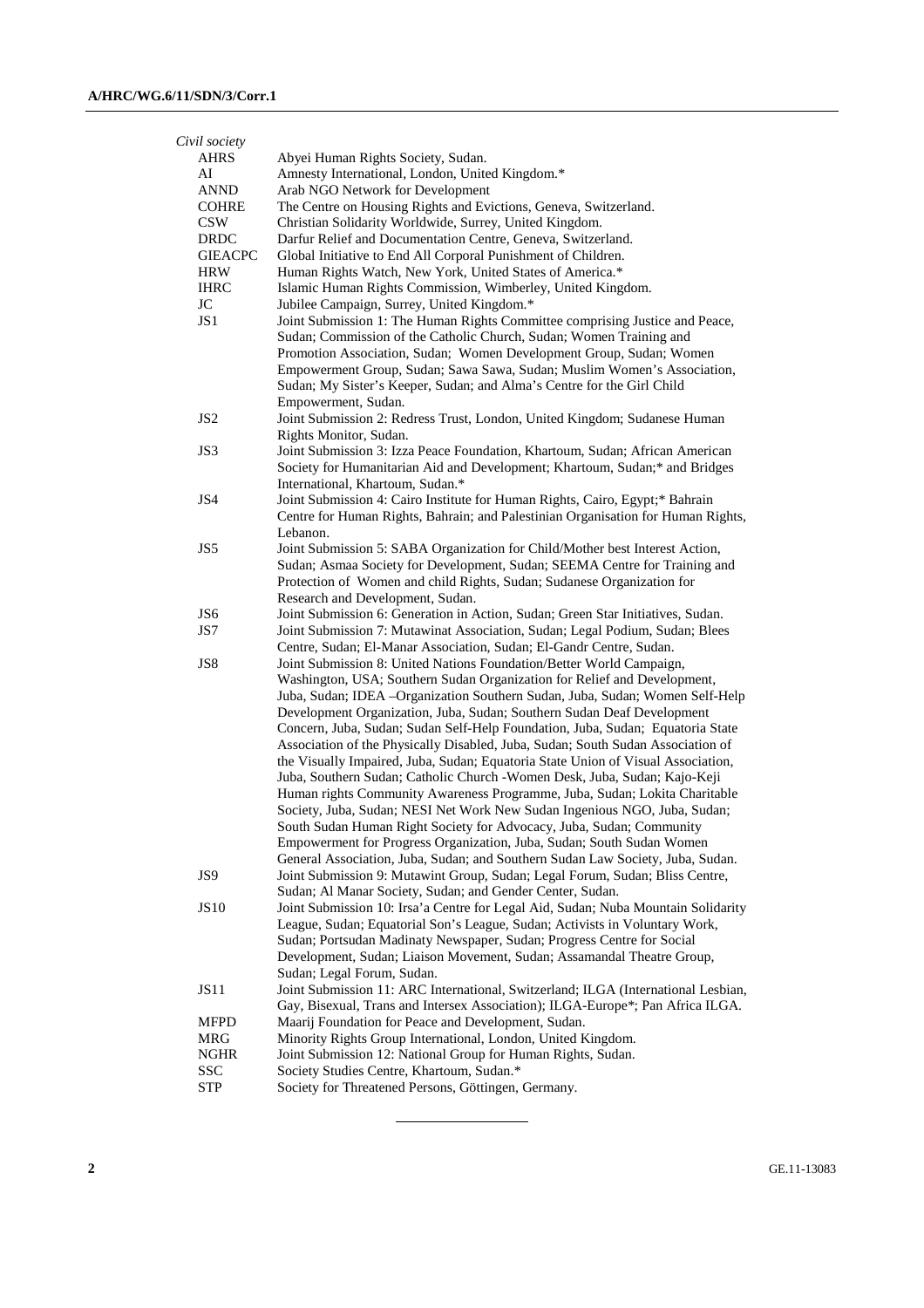*Civil society*

| | |
|---|---|
| AHRS | Abyei Human Rights Society, Sudan. |
| AI | Amnesty International, London, United Kingdom.* |
| ANND | Arab NGO Network for Development |
| COHRE | The Centre on Housing Rights and Evictions, Geneva, Switzerland. |
| CSW | Christian Solidarity Worldwide, Surrey, United Kingdom. |
| DRDC | Darfur Relief and Documentation Centre, Geneva, Switzerland. |
| GIEACPC | Global Initiative to End All Corporal Punishment of Children. |
| HRW | Human Rights Watch, New York, United States of America.* |
| IHRC | Islamic Human Rights Commission, Wimberley, United Kingdom. |
| JC | Jubilee Campaign, Surrey, United Kingdom.* |
| JS1 | Joint Submission 1: The Human Rights Committee comprising Justice and Peace, Sudan; Commission of the Catholic Church, Sudan; Women Training and Promotion Association, Sudan; Women Development Group, Sudan; Women Empowerment Group, Sudan; Sawa Sawa, Sudan; Muslim Women's Association, Sudan; My Sister's Keeper, Sudan; and Alma's Centre for the Girl Child Empowerment, Sudan. |
| JS2 | Joint Submission 2: Redress Trust, London, United Kingdom; Sudanese Human Rights Monitor, Sudan. |
| JS3 | Joint Submission 3: Izza Peace Foundation, Khartoum, Sudan; African American Society for Humanitarian Aid and Development; Khartoum, Sudan;* and Bridges International, Khartoum, Sudan.* |
| JS4 | Joint Submission 4: Cairo Institute for Human Rights, Cairo, Egypt;* Bahrain Centre for Human Rights, Bahrain; and Palestinian Organisation for Human Rights, Lebanon. |
| JS5 | Joint Submission 5: SABA Organization for Child/Mother best Interest Action, Sudan; Asmaa Society for Development, Sudan; SEEMA Centre for Training and Protection of Women and child Rights, Sudan; Sudanese Organization for Research and Development, Sudan. |
| JS6 | Joint Submission 6: Generation in Action, Sudan; Green Star Initiatives, Sudan. |
| JS7 | Joint Submission 7: Mutawinat Association, Sudan; Legal Podium, Sudan; Blees Centre, Sudan; El-Manar Association, Sudan; El-Gandr Centre, Sudan. |
| JS8 | Joint Submission 8: United Nations Foundation/Better World Campaign, Washington, USA; Southern Sudan Organization for Relief and Development, Juba, Sudan; IDEA –Organization Southern Sudan, Juba, Sudan; Women Self-Help Development Organization, Juba, Sudan; Southern Sudan Deaf Development Concern, Juba, Sudan; Sudan Self-Help Foundation, Juba, Sudan; Equatoria State Association of the Physically Disabled, Juba, Sudan; South Sudan Association of the Visually Impaired, Juba, Sudan; Equatoria State Union of Visual Association, Juba, Southern Sudan; Catholic Church -Women Desk, Juba, Sudan; Kajo-Keji Human rights Community Awareness Programme, Juba, Sudan; Lokita Charitable Society, Juba, Sudan; NESI Net Work New Sudan Ingenious NGO, Juba, Sudan; South Sudan Human Right Society for Advocacy, Juba, Sudan; Community Empowerment for Progress Organization, Juba, Sudan; South Sudan Women General Association, Juba, Sudan; and Southern Sudan Law Society, Juba, Sudan. |
| JS9 | Joint Submission 9: Mutawint Group, Sudan; Legal Forum, Sudan; Bliss Centre, Sudan; Al Manar Society, Sudan; and Gender Center, Sudan. |
| JS10 | Joint Submission 10: Irsa'a Centre for Legal Aid, Sudan; Nuba Mountain Solidarity League, Sudan; Equatorial Son's League, Sudan; Activists in Voluntary Work, Sudan; Portsudan Madinaty Newspaper, Sudan; Progress Centre for Social Development, Sudan; Liaison Movement, Sudan; Assamandal Theatre Group, Sudan; Legal Forum, Sudan. |
| JS11 | Joint Submission 11: ARC International, Switzerland; ILGA (International Lesbian, Gay, Bisexual, Trans and Intersex Association); ILGA-Europe*; Pan Africa ILGA. |
| MFPD | Maarij Foundation for Peace and Development, Sudan. |
| MRG | Minority Rights Group International, London, United Kingdom. |
| NGHR | Joint Submission 12: National Group for Human Rights, Sudan. |
| SSC | Society Studies Centre, Khartoum, Sudan.* |
| STP | Society for Threatened Persons, Göttingen, Germany. |